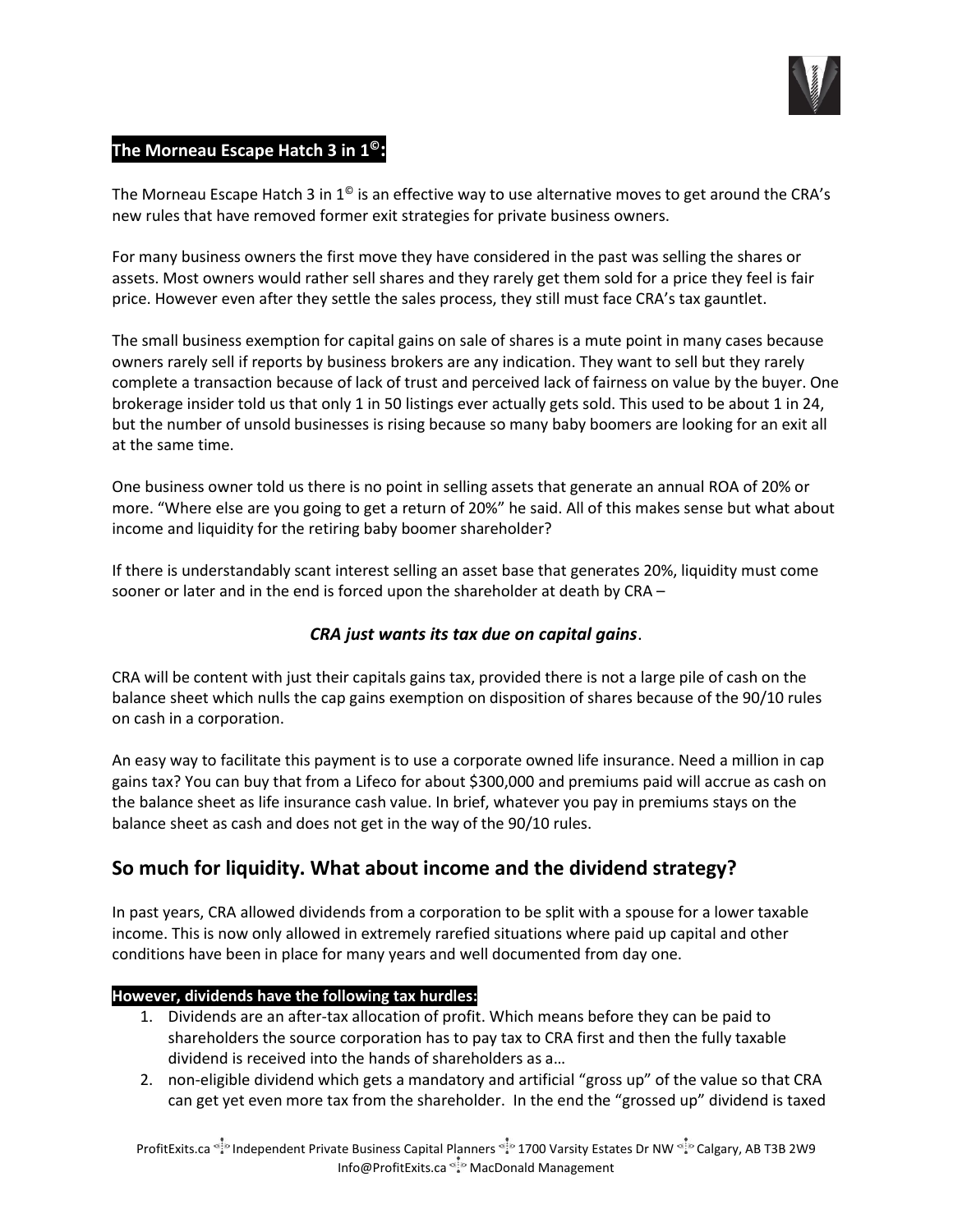**The Morneau Escape Hatch 3 in 1©:**

The Morneau Escape Hatch 3 in 1© is an effective way to use alternative moves to get around the CRA's new rules that have removed former exit strategies for private business owners.

For many business owners the first move they have considered in the past was selling the shares or assets. Most owners would rather sell shares and they rarely get them sold for a price they feel is fair price. However even after they settle the sales process, they still must face CRA's tax gauntlet.

The small business exemption for capital gains on sale of shares is a mute point in many cases because owners rarely sell if reports by business brokers are any indication. They want to sell but they rarely complete a transaction because of lack of trust and perceived lack of fairness on value by the buyer. One brokerage insider told us that only 1 in 50 listings ever actually gets sold. This used to be about 1 in 24, but the number of unsold businesses is rising because so many baby boomers are looking for an exit all at the same time.

One business owner told us there is no point in selling assets that generate an annual ROA of 20% or more. "Where else are you going to get a return of 20%" he said. All of this makes sense but what about income and liquidity for the retiring baby boomer shareholder?

If there is understandably scant interest selling an asset base that generates 20%, liquidity must come sooner or later and in the end is forced upon the shareholder at death by CRA –

***CRA just wants its tax due on capital gains*.**

CRA will be content with just their capitals gains tax, provided there is not a large pile of cash on the balance sheet which nulls the cap gains exemption on disposition of shares because of the 90/10 rules on cash in a corporation.

An easy way to facilitate this payment is to use a corporate owned life insurance. Need a million in cap gains tax? You can buy that from a Lifeco for about $300,000 and premiums paid will accrue as cash on the balance sheet as life insurance cash value. In brief, whatever you pay in premiums stays on the balance sheet as cash and does not get in the way of the 90/10 rules.

## So much for liquidity. What about income and the dividend strategy?

In past years, CRA allowed dividends from a corporation to be split with a spouse for a lower taxable income. This is now only allowed in extremely rarefied situations where paid up capital and other conditions have been in place for many years and well documented from day one.

**However, dividends have the following tax hurdles:**

1. Dividends are an after-tax allocation of profit. Which means before they can be paid to shareholders the source corporation has to pay tax to CRA first and then the fully taxable dividend is received into the hands of shareholders as a…
2. non-eligible dividend which gets a mandatory and artificial "gross up" of the value so that CRA can get yet even more tax from the shareholder. In the end the "grossed up" dividend is taxed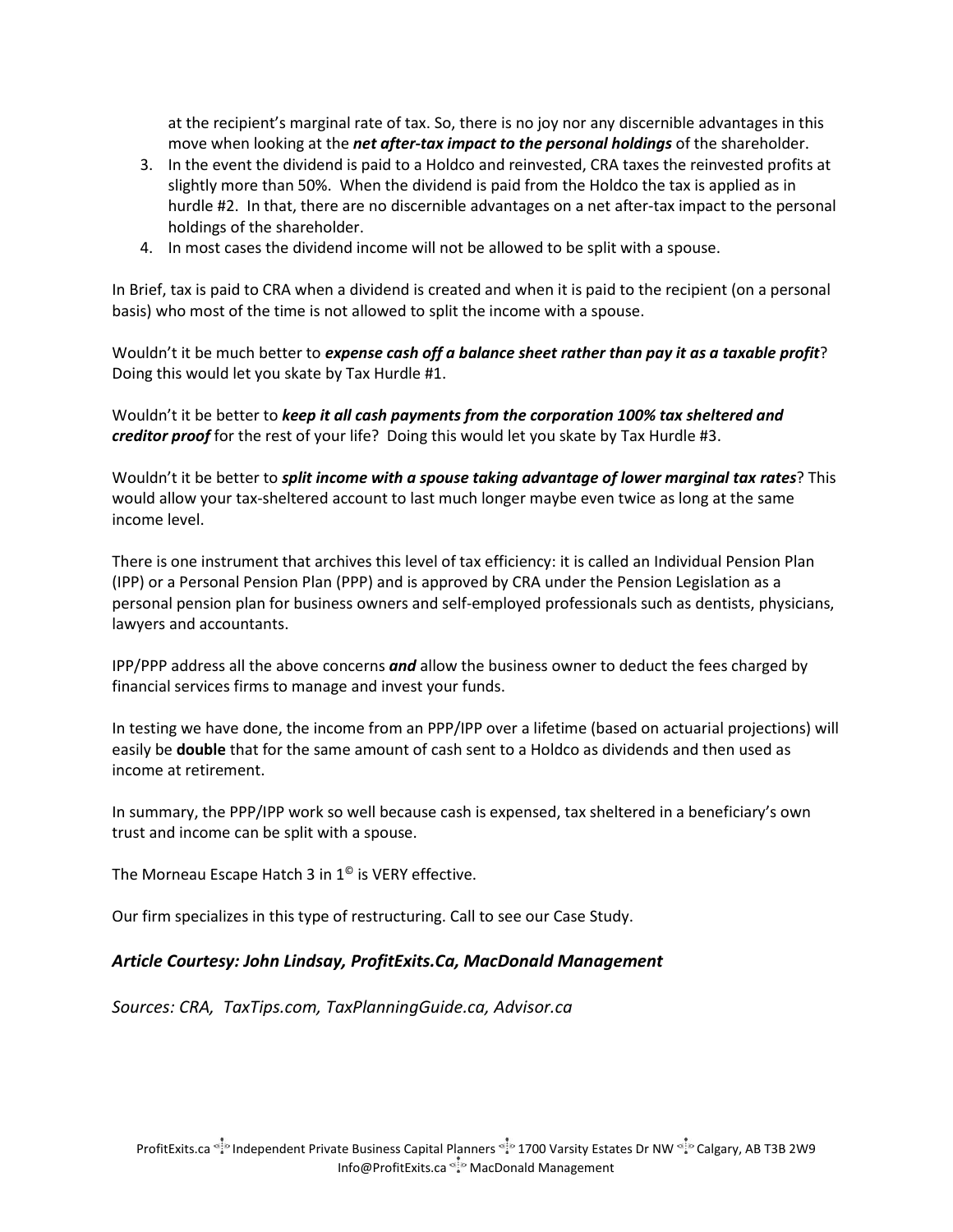at the recipient's marginal rate of tax. So, there is no joy nor any discernible advantages in this move when looking at the ***net after-tax impact to the personal holdings*** of the shareholder.

3. In the event the dividend is paid to a Holdco and reinvested, CRA taxes the reinvested profits at slightly more than 50%. When the dividend is paid from the Holdco the tax is applied as in hurdle #2. In that, there are no discernible advantages on a net after-tax impact to the personal holdings of the shareholder.
4. In most cases the dividend income will not be allowed to be split with a spouse.

In Brief, tax is paid to CRA when a dividend is created and when it is paid to the recipient (on a personal basis) who most of the time is not allowed to split the income with a spouse.

Wouldn't it be much better to ***expense cash off a balance sheet rather than pay it as a taxable profit***? Doing this would let you skate by Tax Hurdle #1.

Wouldn't it be better to ***keep it all cash payments from the corporation 100% tax sheltered and creditor proof*** for the rest of your life? Doing this would let you skate by Tax Hurdle #3.

Wouldn't it be better to ***split income with a spouse taking advantage of lower marginal tax rates***? This would allow your tax-sheltered account to last much longer maybe even twice as long at the same income level.

There is one instrument that archives this level of tax efficiency: it is called an Individual Pension Plan (IPP) or a Personal Pension Plan (PPP) and is approved by CRA under the Pension Legislation as a personal pension plan for business owners and self-employed professionals such as dentists, physicians, lawyers and accountants.

IPP/PPP address all the above concerns ***and*** allow the business owner to deduct the fees charged by financial services firms to manage and invest your funds.

In testing we have done, the income from an PPP/IPP over a lifetime (based on actuarial projections) will easily be **double** that for the same amount of cash sent to a Holdco as dividends and then used as income at retirement.

In summary, the PPP/IPP work so well because cash is expensed, tax sheltered in a beneficiary's own trust and income can be split with a spouse.

The Morneau Escape Hatch 3 in 1© is VERY effective.

Our firm specializes in this type of restructuring. Call to see our Case Study.

***Article Courtesy: John Lindsay, ProfitExits.Ca, MacDonald Management***

*Sources: CRA, TaxTips.com, TaxPlanningGuide.ca, Advisor.ca*

ProfitExits.ca · Independent Private Business Capital Planners · 1700 Varsity Estates Dr NW · Calgary, AB T3B 2W9
Info@ProfitExits.ca · MacDonald Management